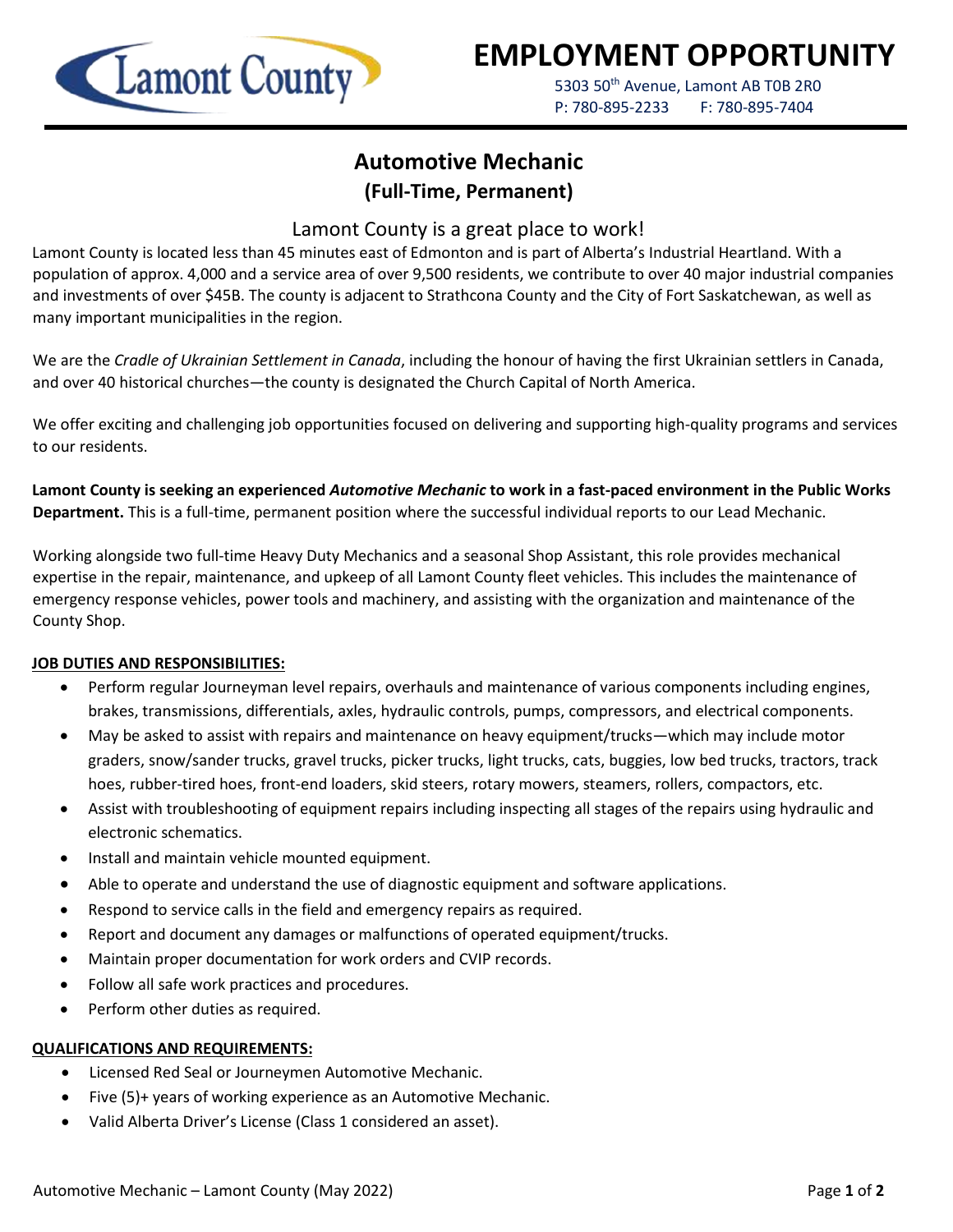Lamont County

# EMPLOYMENT OPPORTUNITY

5303 50th Avenue, Lamont AB T0B 2R0
P: 780-895-2233 F: 780-895-7404

## Automotive Mechanic
### (Full-Time, Permanent)

Lamont County is a great place to work!

Lamont County is located less than 45 minutes east of Edmonton and is part of Alberta's Industrial Heartland. With a population of approx. 4,000 and a service area of over 9,500 residents, we contribute to over 40 major industrial companies and investments of over $45B. The county is adjacent to Strathcona County and the City of Fort Saskatchewan, as well as many important municipalities in the region.

We are the *Cradle of Ukrainian Settlement in Canada*, including the honour of having the first Ukrainian settlers in Canada, and over 40 historical churches—the county is designated the Church Capital of North America.

We offer exciting and challenging job opportunities focused on delivering and supporting high-quality programs and services to our residents.

**Lamont County is seeking an experienced *Automotive Mechanic* to work in a fast-paced environment in the Public Works Department.** This is a full-time, permanent position where the successful individual reports to our Lead Mechanic.

Working alongside two full-time Heavy Duty Mechanics and a seasonal Shop Assistant, this role provides mechanical expertise in the repair, maintenance, and upkeep of all Lamont County fleet vehicles. This includes the maintenance of emergency response vehicles, power tools and machinery, and assisting with the organization and maintenance of the County Shop.

**JOB DUTIES AND RESPONSIBILITIES:**

- Perform regular Journeyman level repairs, overhauls and maintenance of various components including engines, brakes, transmissions, differentials, axles, hydraulic controls, pumps, compressors, and electrical components.
- May be asked to assist with repairs and maintenance on heavy equipment/trucks—which may include motor graders, snow/sander trucks, gravel trucks, picker trucks, light trucks, cats, buggies, low bed trucks, tractors, track hoes, rubber-tired hoes, front-end loaders, skid steers, rotary mowers, steamers, rollers, compactors, etc.
- Assist with troubleshooting of equipment repairs including inspecting all stages of the repairs using hydraulic and electronic schematics.
- Install and maintain vehicle mounted equipment.
- Able to operate and understand the use of diagnostic equipment and software applications.
- Respond to service calls in the field and emergency repairs as required.
- Report and document any damages or malfunctions of operated equipment/trucks.
- Maintain proper documentation for work orders and CVIP records.
- Follow all safe work practices and procedures.
- Perform other duties as required.

**QUALIFICATIONS AND REQUIREMENTS:**

- Licensed Red Seal or Journeymen Automotive Mechanic.
- Five (5)+ years of working experience as an Automotive Mechanic.
- Valid Alberta Driver's License (Class 1 considered an asset).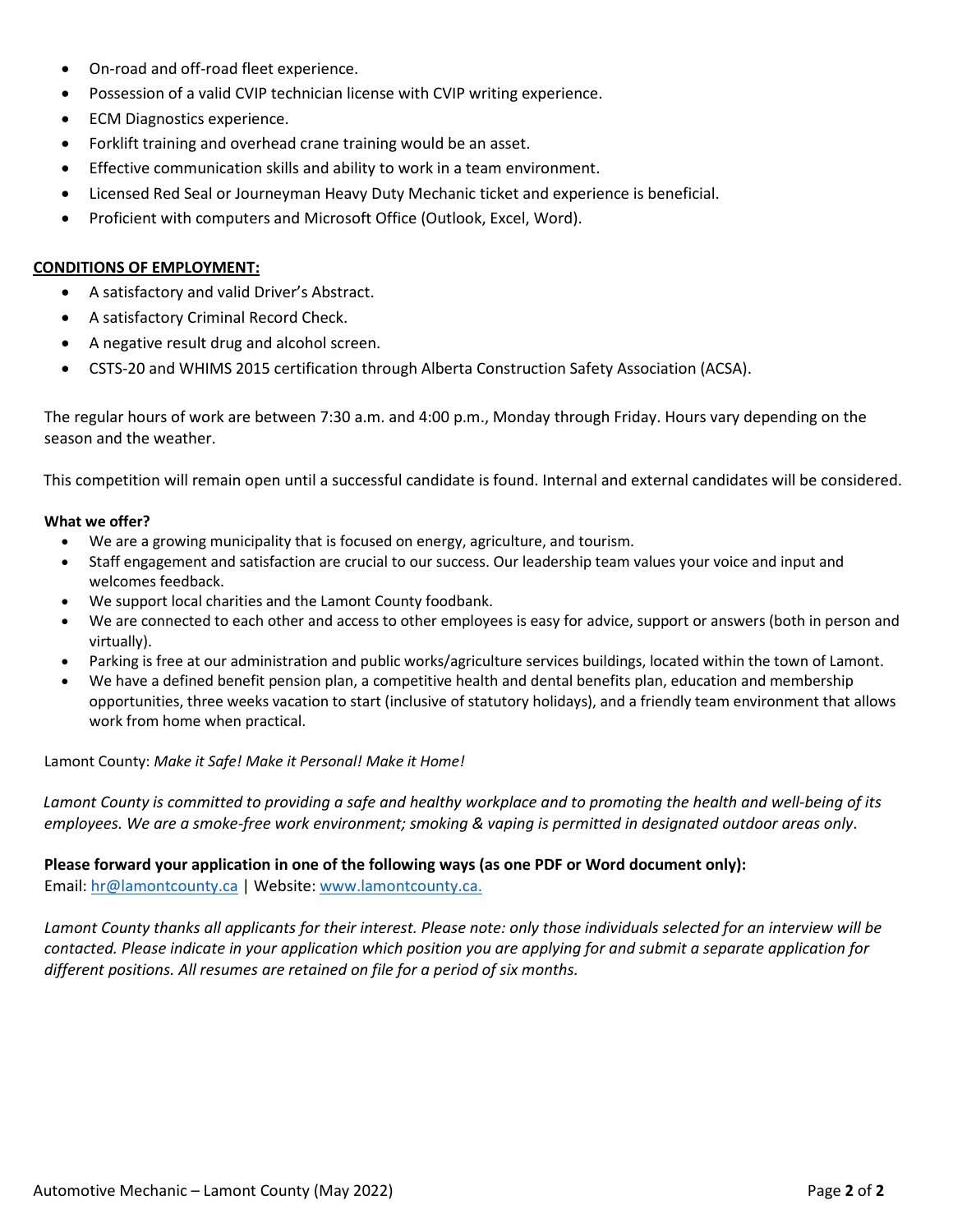- On-road and off-road fleet experience.
- Possession of a valid CVIP technician license with CVIP writing experience.
- ECM Diagnostics experience.
- Forklift training and overhead crane training would be an asset.
- Effective communication skills and ability to work in a team environment.
- Licensed Red Seal or Journeyman Heavy Duty Mechanic ticket and experience is beneficial.
- Proficient with computers and Microsoft Office (Outlook, Excel, Word).

**CONDITIONS OF EMPLOYMENT:**

- A satisfactory and valid Driver's Abstract.
- A satisfactory Criminal Record Check.
- A negative result drug and alcohol screen.
- CSTS-20 and WHIMS 2015 certification through Alberta Construction Safety Association (ACSA).

The regular hours of work are between 7:30 a.m. and 4:00 p.m., Monday through Friday. Hours vary depending on the season and the weather.

This competition will remain open until a successful candidate is found. Internal and external candidates will be considered.

**What we offer?**

- We are a growing municipality that is focused on energy, agriculture, and tourism.
- Staff engagement and satisfaction are crucial to our success. Our leadership team values your voice and input and welcomes feedback.
- We support local charities and the Lamont County foodbank.
- We are connected to each other and access to other employees is easy for advice, support or answers (both in person and virtually).
- Parking is free at our administration and public works/agriculture services buildings, located within the town of Lamont.
- We have a defined benefit pension plan, a competitive health and dental benefits plan, education and membership opportunities, three weeks vacation to start (inclusive of statutory holidays), and a friendly team environment that allows work from home when practical.

Lamont County: *Make it Safe! Make it Personal! Make it Home!*

*Lamont County is committed to providing a safe and healthy workplace and to promoting the health and well-being of its employees. We are a smoke-free work environment; smoking & vaping is permitted in designated outdoor areas only*.

**Please forward your application in one of the following ways (as one PDF or Word document only):**
Email: hr@lamontcounty.ca | Website: www.lamontcounty.ca.

*Lamont County thanks all applicants for their interest. Please note: only those individuals selected for an interview will be contacted. Please indicate in your application which position you are applying for and submit a separate application for different positions. All resumes are retained on file for a period of six months.*